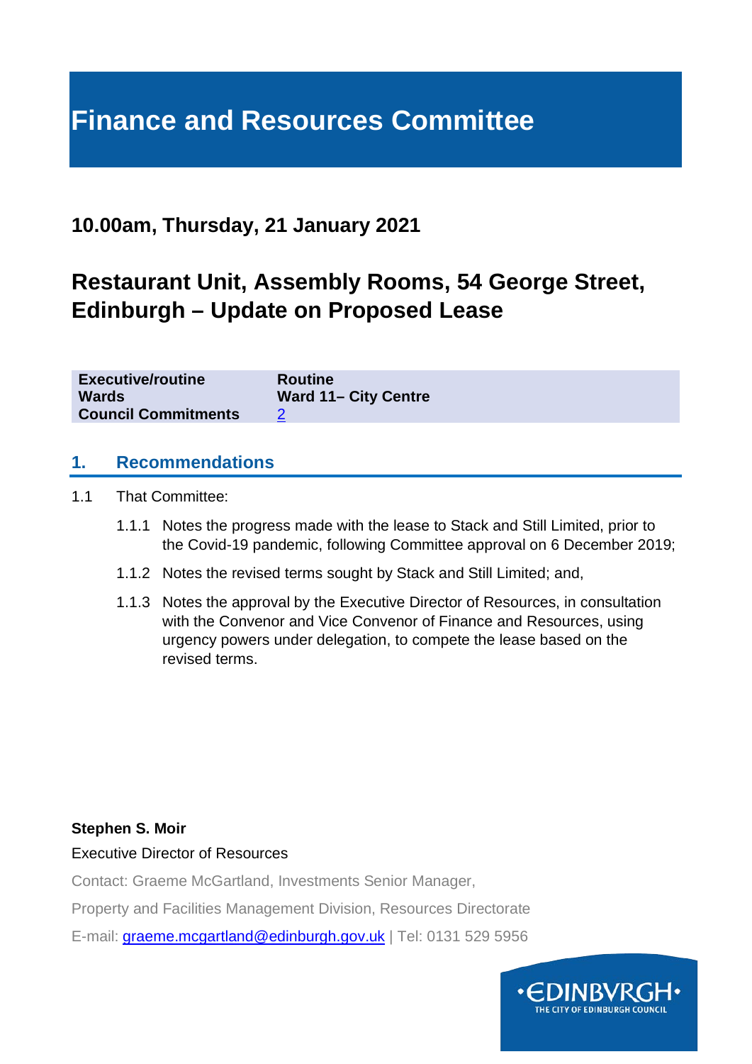# Finance and Resources Committee

## 10.00am, Thursday, 21 January 2021

## Restaurant Unit, Assembly Rooms, 54 George Street, Edinburgh – Update on Proposed Lease

| | |
|---|---|
| **Executive/routine** | **Routine** |
| **Wards** | **Ward 11– City Centre** |
| **Council Commitments** | 2 |

## 1. Recommendations

1.1 That Committee:

1.1.1 Notes the progress made with the lease to Stack and Still Limited, prior to the Covid-19 pandemic, following Committee approval on 6 December 2019;

1.1.2 Notes the revised terms sought by Stack and Still Limited; and,

1.1.3 Notes the approval by the Executive Director of Resources, in consultation with the Convenor and Vice Convenor of Finance and Resources, using urgency powers under delegation, to compete the lease based on the revised terms.

**Stephen S. Moir**

Executive Director of Resources

Contact: Graeme McGartland, Investments Senior Manager,

Property and Facilities Management Division, Resources Directorate

E-mail: graeme.mcgartland@edinburgh.gov.uk | Tel: 0131 529 5956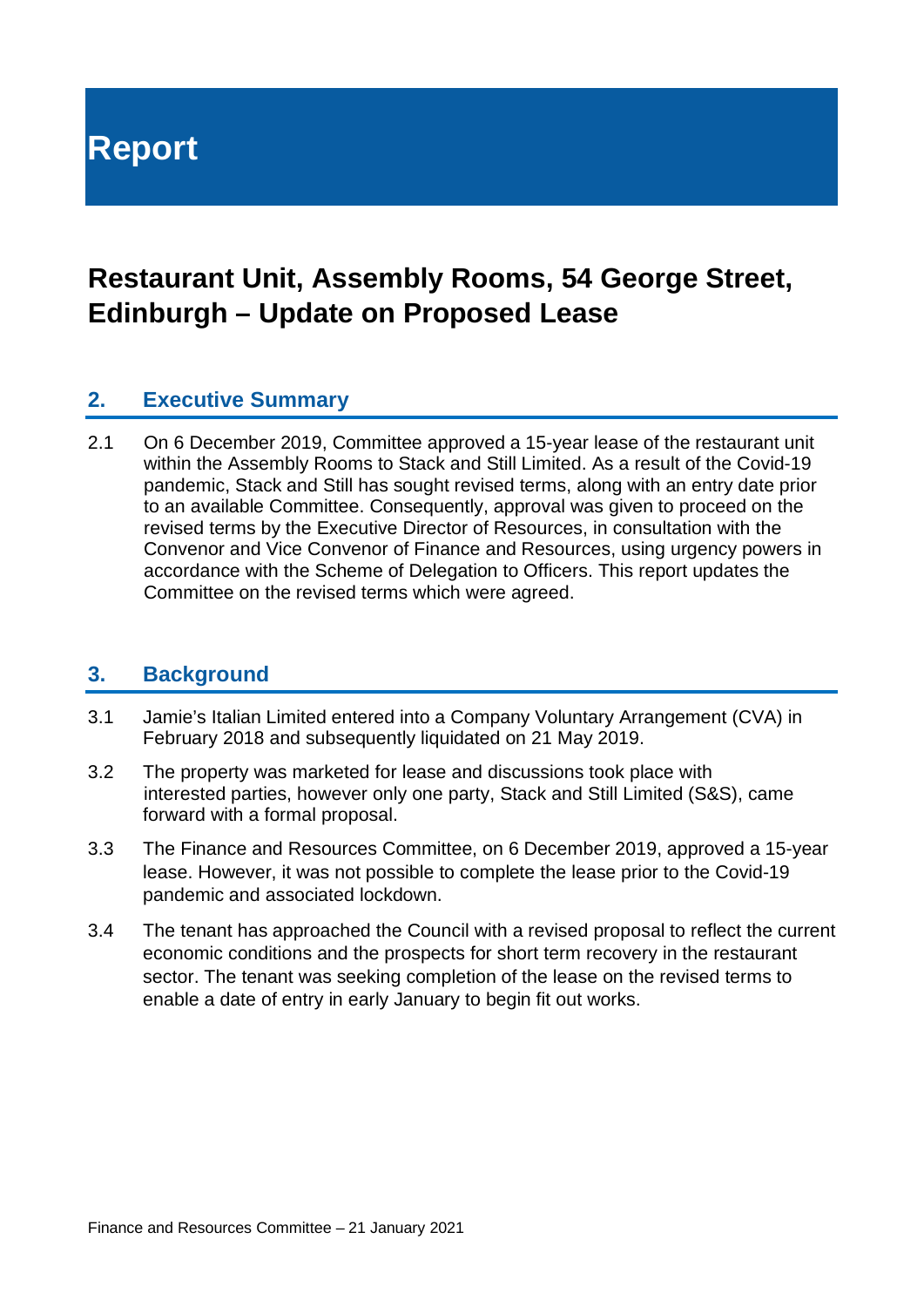# Report

## Restaurant Unit, Assembly Rooms, 54 George Street, Edinburgh – Update on Proposed Lease

### 2. Executive Summary

2.1 On 6 December 2019, Committee approved a 15-year lease of the restaurant unit within the Assembly Rooms to Stack and Still Limited. As a result of the Covid-19 pandemic, Stack and Still has sought revised terms, along with an entry date prior to an available Committee. Consequently, approval was given to proceed on the revised terms by the Executive Director of Resources, in consultation with the Convenor and Vice Convenor of Finance and Resources, using urgency powers in accordance with the Scheme of Delegation to Officers. This report updates the Committee on the revised terms which were agreed.

### 3. Background

3.1 Jamie's Italian Limited entered into a Company Voluntary Arrangement (CVA) in February 2018 and subsequently liquidated on 21 May 2019.

3.2 The property was marketed for lease and discussions took place with interested parties, however only one party, Stack and Still Limited (S&S), came forward with a formal proposal.

3.3 The Finance and Resources Committee, on 6 December 2019, approved a 15-year lease. However, it was not possible to complete the lease prior to the Covid-19 pandemic and associated lockdown.

3.4 The tenant has approached the Council with a revised proposal to reflect the current economic conditions and the prospects for short term recovery in the restaurant sector. The tenant was seeking completion of the lease on the revised terms to enable a date of entry in early January to begin fit out works.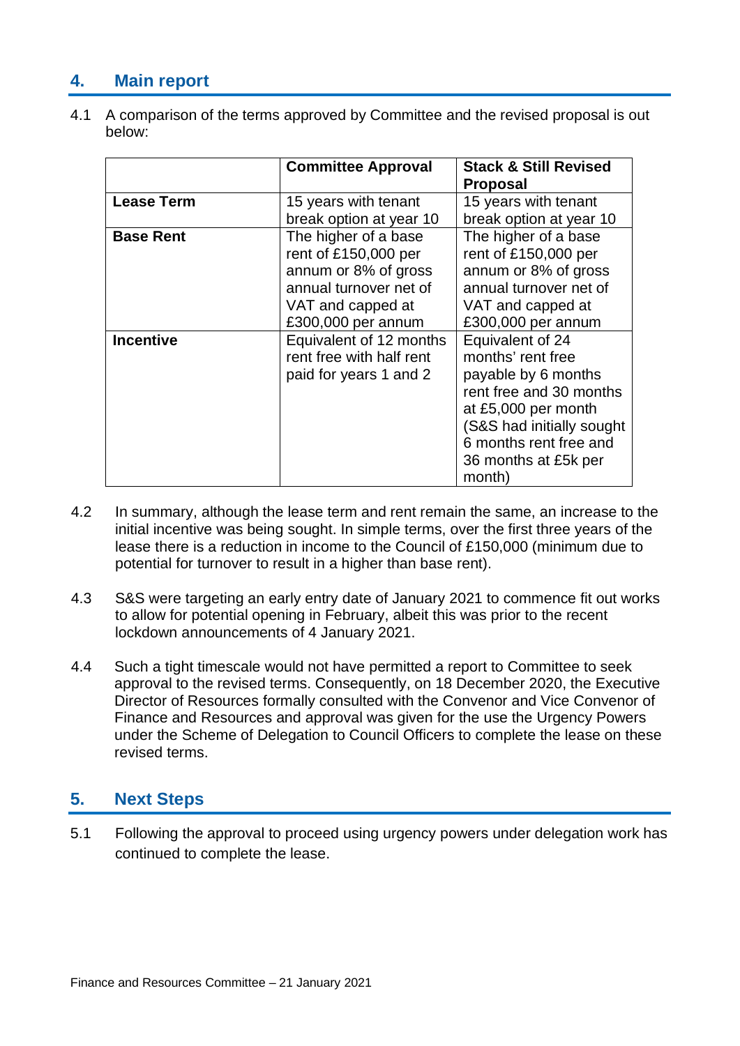## 4. Main report

4.1 A comparison of the terms approved by Committee and the revised proposal is out below:

| | Committee Approval | Stack & Still Revised Proposal |
|---|---|---|
| **Lease Term** | 15 years with tenant break option at year 10 | 15 years with tenant break option at year 10 |
| **Base Rent** | The higher of a base rent of £150,000 per annum or 8% of gross annual turnover net of VAT and capped at £300,000 per annum | The higher of a base rent of £150,000 per annum or 8% of gross annual turnover net of VAT and capped at £300,000 per annum |
| **Incentive** | Equivalent of 12 months rent free with half rent paid for years 1 and 2 | Equivalent of 24 months' rent free payable by 6 months rent free and 30 months at £5,000 per month (S&S had initially sought 6 months rent free and 36 months at £5k per month) |

4.2 In summary, although the lease term and rent remain the same, an increase to the initial incentive was being sought. In simple terms, over the first three years of the lease there is a reduction in income to the Council of £150,000 (minimum due to potential for turnover to result in a higher than base rent).

4.3 S&S were targeting an early entry date of January 2021 to commence fit out works to allow for potential opening in February, albeit this was prior to the recent lockdown announcements of 4 January 2021.

4.4 Such a tight timescale would not have permitted a report to Committee to seek approval to the revised terms. Consequently, on 18 December 2020, the Executive Director of Resources formally consulted with the Convenor and Vice Convenor of Finance and Resources and approval was given for the use the Urgency Powers under the Scheme of Delegation to Council Officers to complete the lease on these revised terms.

## 5. Next Steps

5.1 Following the approval to proceed using urgency powers under delegation work has continued to complete the lease.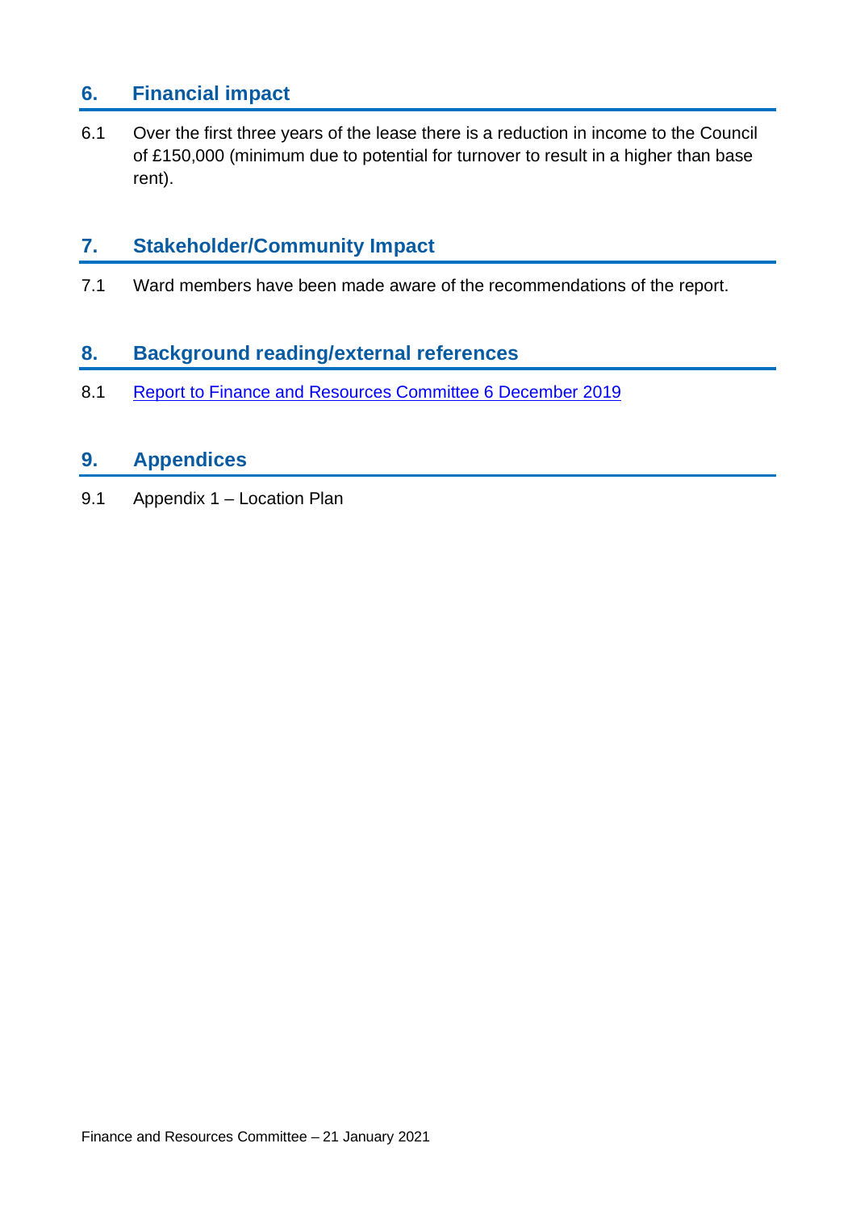## 6. Financial impact

6.1 Over the first three years of the lease there is a reduction in income to the Council of £150,000 (minimum due to potential for turnover to result in a higher than base rent).

## 7. Stakeholder/Community Impact

7.1 Ward members have been made aware of the recommendations of the report.

## 8. Background reading/external references

8.1 Report to Finance and Resources Committee 6 December 2019

## 9. Appendices

9.1 Appendix 1 – Location Plan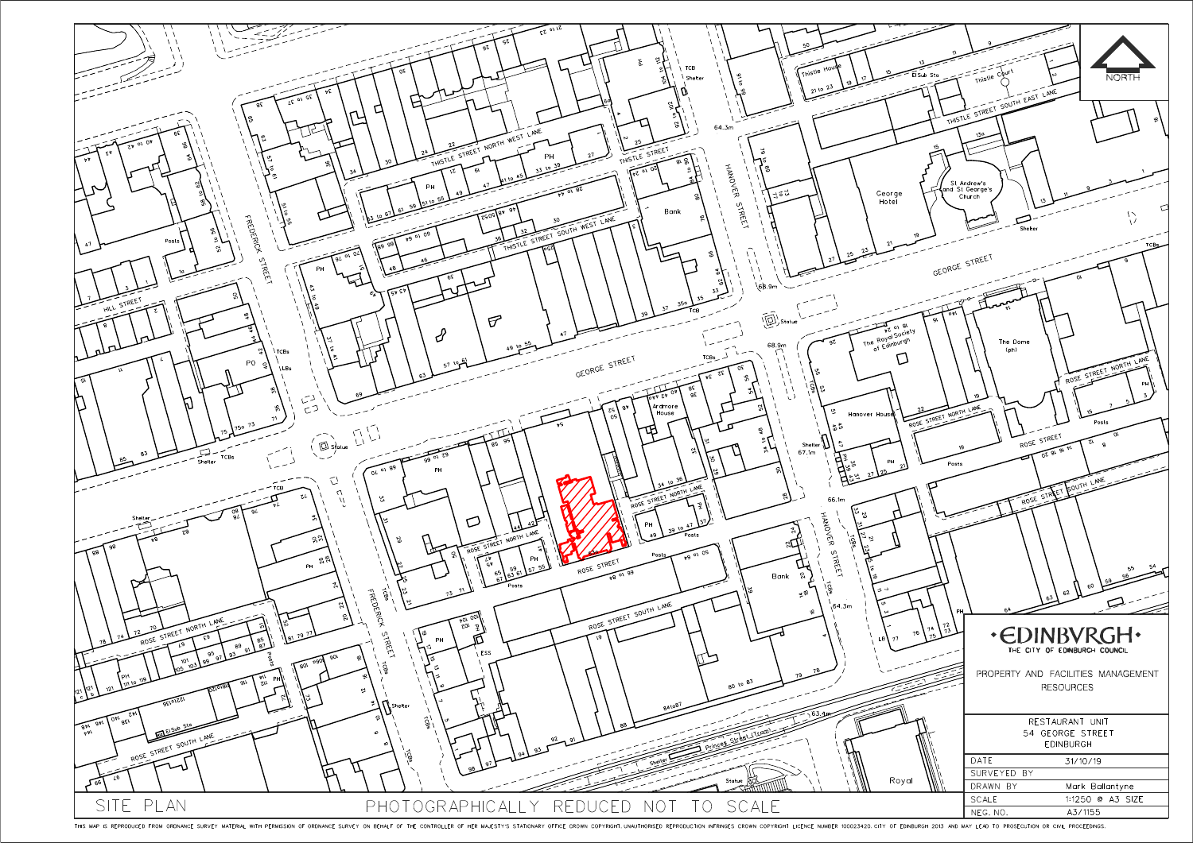NORTH

SITE PLAN

PHOTOGRAPHICALLY REDUCED NOT TO SCALE

·EDINBVRGH·
THE CITY OF EDINBURGH COUNCIL

PROPERTY AND FACILITIES MANAGEMENT
RESOURCES

RESTAURANT UNIT
54 GEORGE STREET
EDINBURGH

| | |
|---|---|
| DATE | 31/10/19 |
| SURVEYED BY | |
| DRAWN BY | Mark Ballantyne |
| SCALE | 1:1250 @ A3 SIZE |
| NEG. NO. | A3/1155 |

THIS MAP IS REPRODUCED FROM ORDNANCE SURVEY MATERIAL WITH PERMISSION OF ORDNANCE SURVEY ON BEHALF OF THE CONTROLLER OF HER MAJESTY'S STATIONARY OFFICE CROWN COPYRIGHT. UNAUTHORISED REPRODUCTION INFRINGES CROWN COPYRIGHT LICENCE NUMBER 100023420. CITY OF EDINBURGH 2013 AND MAY LEAD TO PROSECUTION OR CIVIL PROCEEDINGS.